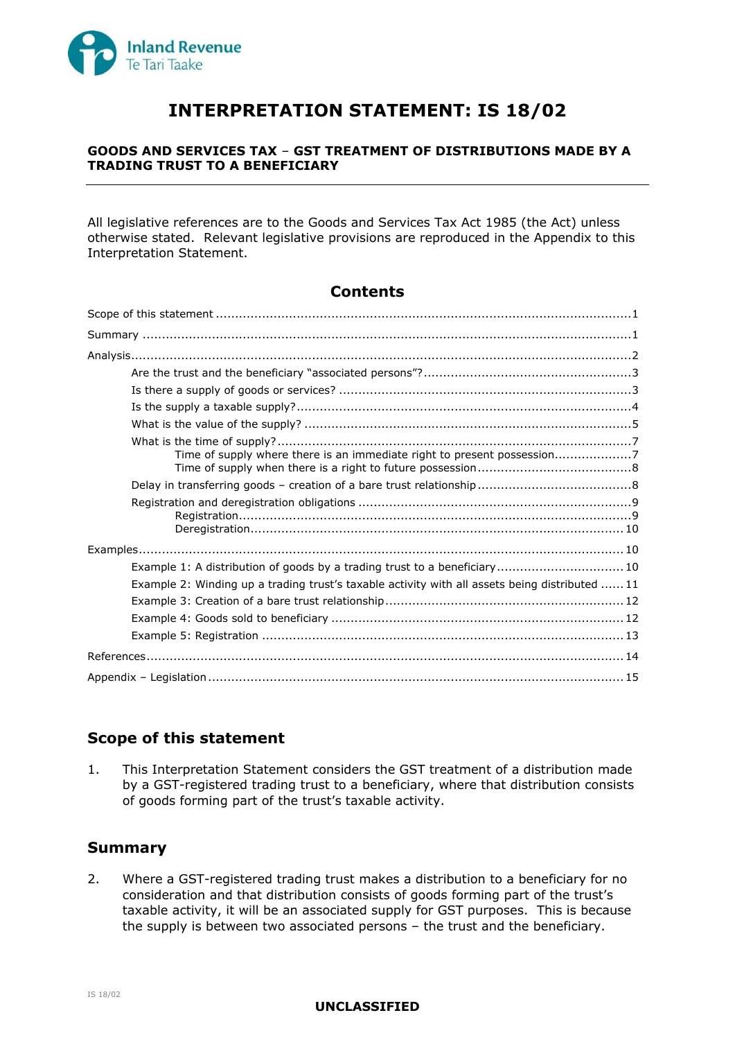# INTERPRETATION STATEMENT: IS 18/02

**GOODS AND SERVICES TAX – GST TREATMENT OF DISTRIBUTIONS MADE BY A TRADING TRUST TO A BENEFICIARY**

All legislative references are to the Goods and Services Tax Act 1985 (the Act) unless otherwise stated. Relevant legislative provisions are reproduced in the Appendix to this Interpretation Statement.

## Contents

- Scope of this statement ........ 1
- Summary ........ 1
- Analysis ........ 2
  - Are the trust and the beneficiary "associated persons"? ........ 3
  - Is there a supply of goods or services? ........ 3
  - Is the supply a taxable supply? ........ 4
  - What is the value of the supply? ........ 5
  - What is the time of supply? ........ 7
    - Time of supply where there is an immediate right to present possession ........ 7
    - Time of supply when there is a right to future possession ........ 8
  - Delay in transferring goods – creation of a bare trust relationship ........ 8
  - Registration and deregistration obligations ........ 9
    - Registration ........ 9
    - Deregistration ........ 10
- Examples ........ 10
  - Example 1: A distribution of goods by a trading trust to a beneficiary ........ 10
  - Example 2: Winding up a trading trust's taxable activity with all assets being distributed ........ 11
  - Example 3: Creation of a bare trust relationship ........ 12
  - Example 4: Goods sold to beneficiary ........ 12
  - Example 5: Registration ........ 13
- References ........ 14
- Appendix – Legislation ........ 15

## Scope of this statement

1. This Interpretation Statement considers the GST treatment of a distribution made by a GST-registered trading trust to a beneficiary, where that distribution consists of goods forming part of the trust's taxable activity.

## Summary

2. Where a GST-registered trading trust makes a distribution to a beneficiary for no consideration and that distribution consists of goods forming part of the trust's taxable activity, it will be an associated supply for GST purposes. This is because the supply is between two associated persons – the trust and the beneficiary.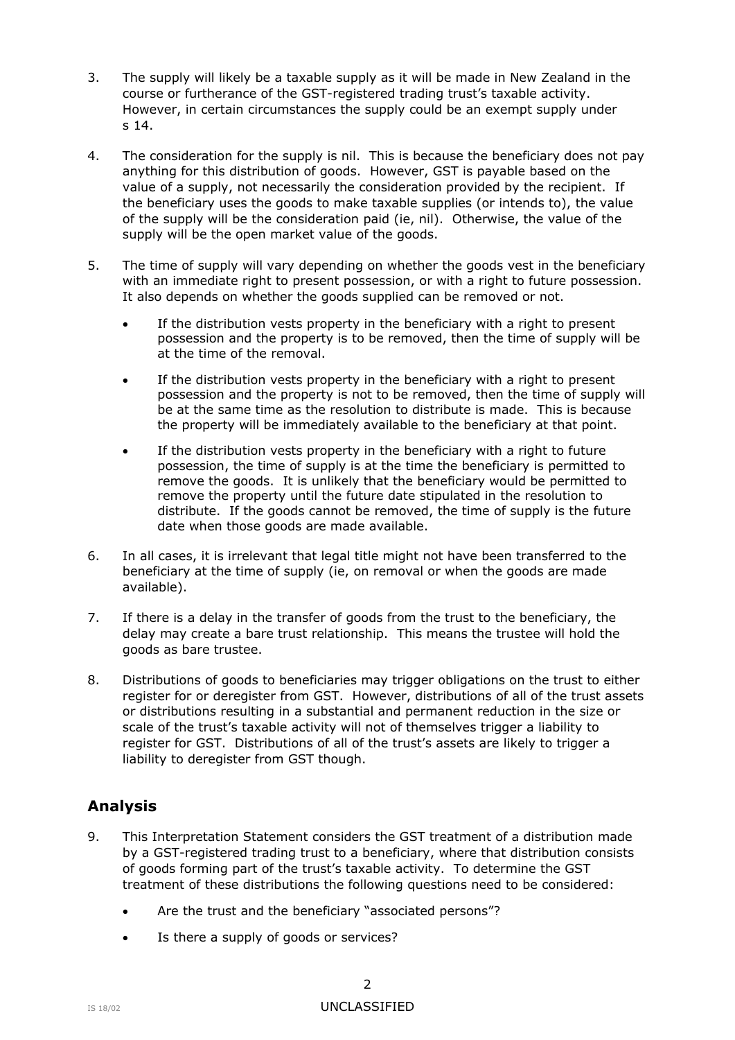3. The supply will likely be a taxable supply as it will be made in New Zealand in the course or furtherance of the GST-registered trading trust's taxable activity. However, in certain circumstances the supply could be an exempt supply under s 14.

4. The consideration for the supply is nil. This is because the beneficiary does not pay anything for this distribution of goods. However, GST is payable based on the value of a supply, not necessarily the consideration provided by the recipient. If the beneficiary uses the goods to make taxable supplies (or intends to), the value of the supply will be the consideration paid (ie, nil). Otherwise, the value of the supply will be the open market value of the goods.

5. The time of supply will vary depending on whether the goods vest in the beneficiary with an immediate right to present possession, or with a right to future possession. It also depends on whether the goods supplied can be removed or not.

   - If the distribution vests property in the beneficiary with a right to present possession and the property is to be removed, then the time of supply will be at the time of the removal.
   - If the distribution vests property in the beneficiary with a right to present possession and the property is not to be removed, then the time of supply will be at the same time as the resolution to distribute is made. This is because the property will be immediately available to the beneficiary at that point.
   - If the distribution vests property in the beneficiary with a right to future possession, the time of supply is at the time the beneficiary is permitted to remove the goods. It is unlikely that the beneficiary would be permitted to remove the property until the future date stipulated in the resolution to distribute. If the goods cannot be removed, the time of supply is the future date when those goods are made available.

6. In all cases, it is irrelevant that legal title might not have been transferred to the beneficiary at the time of supply (ie, on removal or when the goods are made available).

7. If there is a delay in the transfer of goods from the trust to the beneficiary, the delay may create a bare trust relationship. This means the trustee will hold the goods as bare trustee.

8. Distributions of goods to beneficiaries may trigger obligations on the trust to either register for or deregister from GST. However, distributions of all of the trust assets or distributions resulting in a substantial and permanent reduction in the size or scale of the trust's taxable activity will not of themselves trigger a liability to register for GST. Distributions of all of the trust's assets are likely to trigger a liability to deregister from GST though.

## Analysis

9. This Interpretation Statement considers the GST treatment of a distribution made by a GST-registered trading trust to a beneficiary, where that distribution consists of goods forming part of the trust's taxable activity. To determine the GST treatment of these distributions the following questions need to be considered:

   - Are the trust and the beneficiary "associated persons"?
   - Is there a supply of goods or services?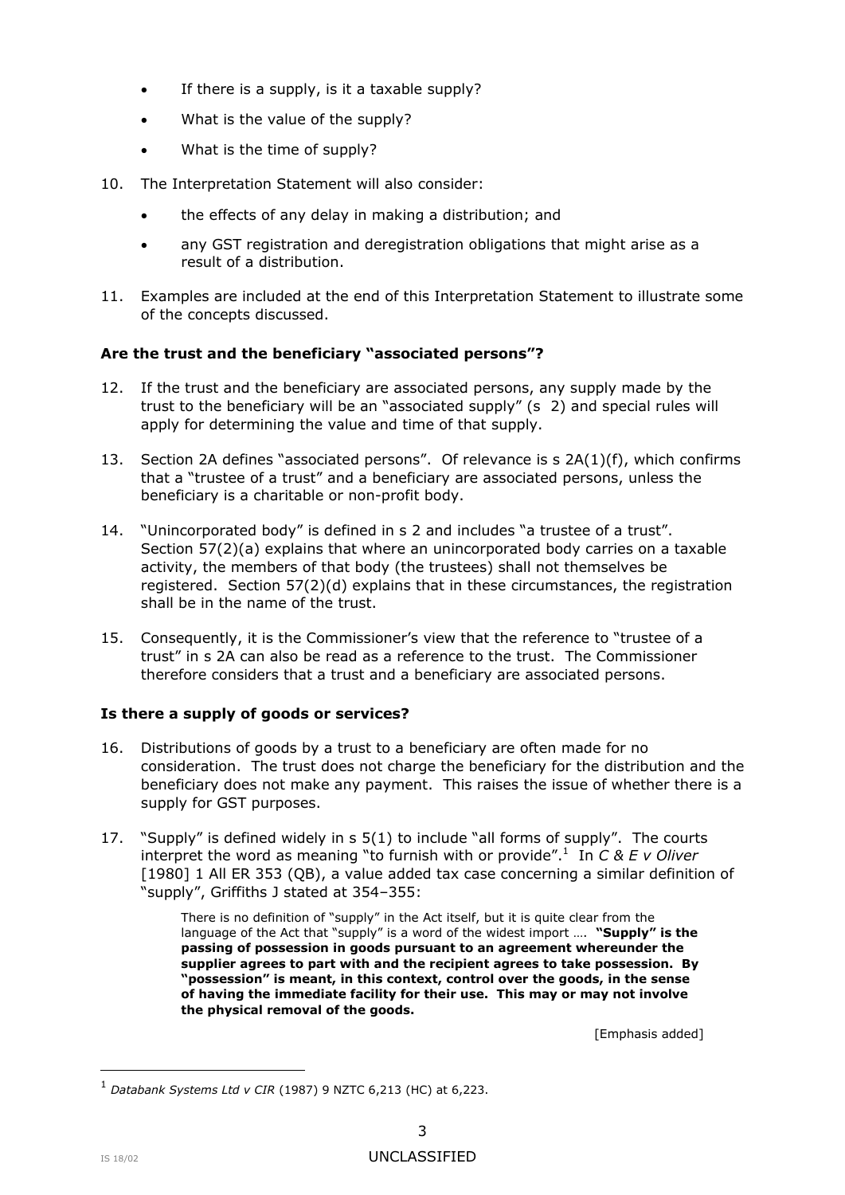- If there is a supply, is it a taxable supply?
- What is the value of the supply?
- What is the time of supply?

10. The Interpretation Statement will also consider:
    - the effects of any delay in making a distribution; and
    - any GST registration and deregistration obligations that might arise as a result of a distribution.

11. Examples are included at the end of this Interpretation Statement to illustrate some of the concepts discussed.

**Are the trust and the beneficiary "associated persons"?**

12. If the trust and the beneficiary are associated persons, any supply made by the trust to the beneficiary will be an "associated supply" (s 2) and special rules will apply for determining the value and time of that supply.

13. Section 2A defines "associated persons". Of relevance is s 2A(1)(f), which confirms that a "trustee of a trust" and a beneficiary are associated persons, unless the beneficiary is a charitable or non-profit body.

14. "Unincorporated body" is defined in s 2 and includes "a trustee of a trust". Section 57(2)(a) explains that where an unincorporated body carries on a taxable activity, the members of that body (the trustees) shall not themselves be registered. Section 57(2)(d) explains that in these circumstances, the registration shall be in the name of the trust.

15. Consequently, it is the Commissioner's view that the reference to "trustee of a trust" in s 2A can also be read as a reference to the trust. The Commissioner therefore considers that a trust and a beneficiary are associated persons.

**Is there a supply of goods or services?**

16. Distributions of goods by a trust to a beneficiary are often made for no consideration. The trust does not charge the beneficiary for the distribution and the beneficiary does not make any payment. This raises the issue of whether there is a supply for GST purposes.

17. "Supply" is defined widely in s 5(1) to include "all forms of supply". The courts interpret the word as meaning "to furnish with or provide".[1] In *C & E v Oliver* [1980] 1 All ER 353 (QB), a value added tax case concerning a similar definition of "supply", Griffiths J stated at 354–355:

    > There is no definition of "supply" in the Act itself, but it is quite clear from the language of the Act that "supply" is a word of the widest import …. **"Supply" is the passing of possession in goods pursuant to an agreement whereunder the supplier agrees to part with and the recipient agrees to take possession. By "possession" is meant, in this context, control over the goods, in the sense of having the immediate facility for their use. This may or may not involve the physical removal of the goods.**
    >
    > [Emphasis added]

[1] *Databank Systems Ltd v CIR* (1987) 9 NZTC 6,213 (HC) at 6,223.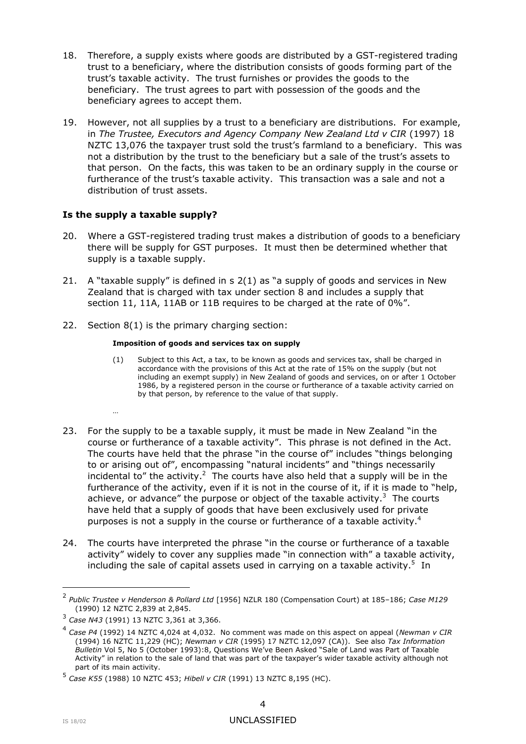18. Therefore, a supply exists where goods are distributed by a GST-registered trading trust to a beneficiary, where the distribution consists of goods forming part of the trust's taxable activity. The trust furnishes or provides the goods to the beneficiary. The trust agrees to part with possession of the goods and the beneficiary agrees to accept them.

19. However, not all supplies by a trust to a beneficiary are distributions. For example, in *The Trustee, Executors and Agency Company New Zealand Ltd v CIR* (1997) 18 NZTC 13,076 the taxpayer trust sold the trust's farmland to a beneficiary. This was not a distribution by the trust to the beneficiary but a sale of the trust's assets to that person. On the facts, this was taken to be an ordinary supply in the course or furtherance of the trust's taxable activity. This transaction was a sale and not a distribution of trust assets.

### Is the supply a taxable supply?

20. Where a GST-registered trading trust makes a distribution of goods to a beneficiary there will be supply for GST purposes. It must then be determined whether that supply is a taxable supply.

21. A "taxable supply" is defined in s 2(1) as "a supply of goods and services in New Zealand that is charged with tax under section 8 and includes a supply that section 11, 11A, 11AB or 11B requires to be charged at the rate of 0%".

22. Section 8(1) is the primary charging section:

> **Imposition of goods and services tax on supply**
>
> (1) Subject to this Act, a tax, to be known as goods and services tax, shall be charged in accordance with the provisions of this Act at the rate of 15% on the supply (but not including an exempt supply) in New Zealand of goods and services, on or after 1 October 1986, by a registered person in the course or furtherance of a taxable activity carried on by that person, by reference to the value of that supply.
>
> …

23. For the supply to be a taxable supply, it must be made in New Zealand "in the course or furtherance of a taxable activity". This phrase is not defined in the Act. The courts have held that the phrase "in the course of" includes "things belonging to or arising out of", encompassing "natural incidents" and "things necessarily incidental to" the activity.[2] The courts have also held that a supply will be in the furtherance of the activity, even if it is not in the course of it, if it is made to "help, achieve, or advance" the purpose or object of the taxable activity.[3] The courts have held that a supply of goods that have been exclusively used for private purposes is not a supply in the course or furtherance of a taxable activity.[4]

24. The courts have interpreted the phrase "in the course or furtherance of a taxable activity" widely to cover any supplies made "in connection with" a taxable activity, including the sale of capital assets used in carrying on a taxable activity.[5] In

---

[2] *Public Trustee v Henderson & Pollard Ltd* [1956] NZLR 180 (Compensation Court) at 185–186; *Case M129* (1990) 12 NZTC 2,839 at 2,845.

[3] *Case N43* (1991) 13 NZTC 3,361 at 3,366.

[4] *Case P4* (1992) 14 NZTC 4,024 at 4,032. No comment was made on this aspect on appeal (*Newman v CIR* (1994) 16 NZTC 11,229 (HC); *Newman v CIR* (1995) 17 NZTC 12,097 (CA)). See also *Tax Information Bulletin* Vol 5, No 5 (October 1993):8, Questions We've Been Asked "Sale of Land was Part of Taxable Activity" in relation to the sale of land that was part of the taxpayer's wider taxable activity although not part of its main activity.

[5] *Case K55* (1988) 10 NZTC 453; *Hibell v CIR* (1991) 13 NZTC 8,195 (HC).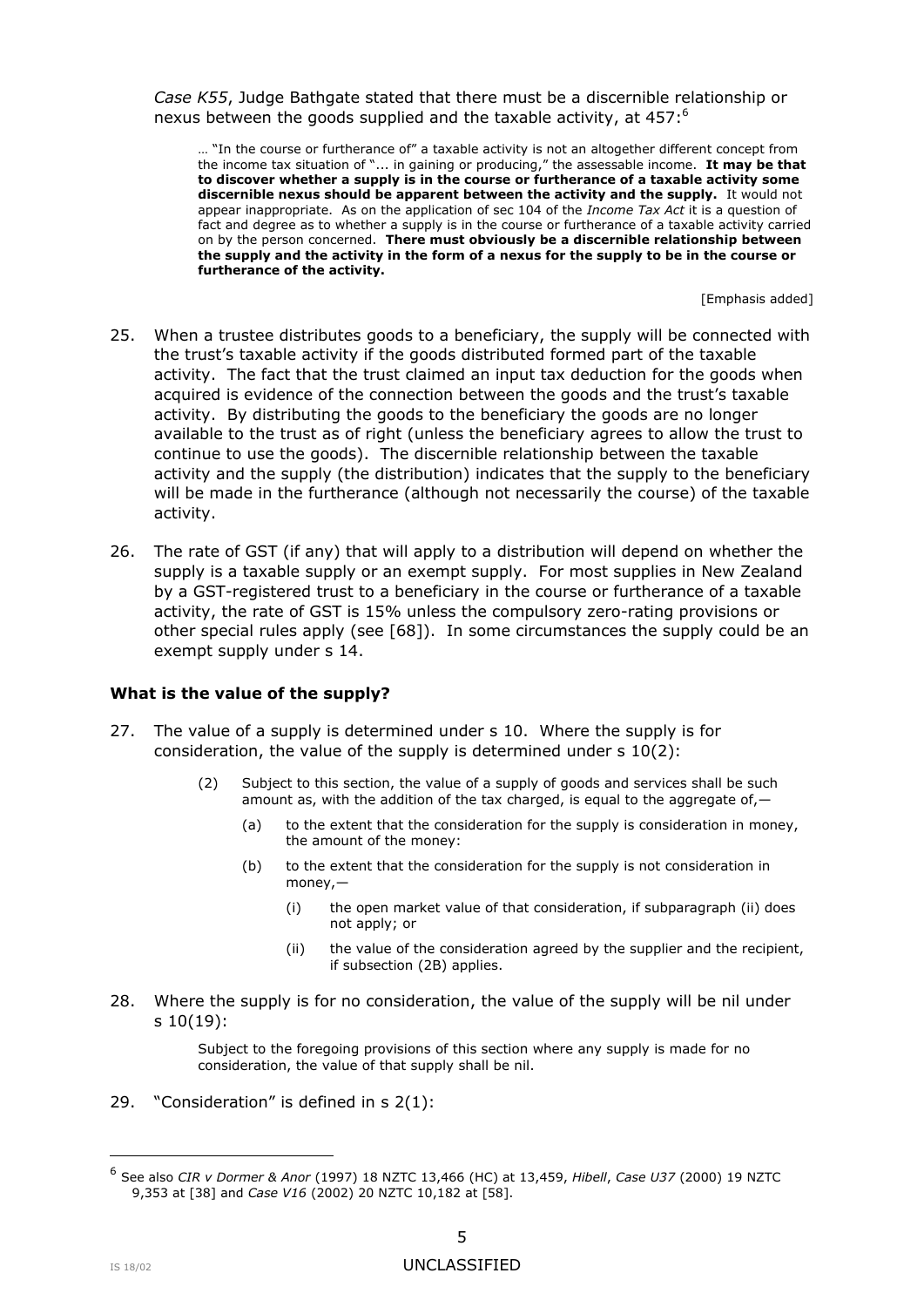*Case K55*, Judge Bathgate stated that there must be a discernible relationship or nexus between the goods supplied and the taxable activity, at 457:[6]

> … "In the course or furtherance of" a taxable activity is not an altogether different concept from the income tax situation of "... in gaining or producing," the assessable income. **It may be that to discover whether a supply is in the course or furtherance of a taxable activity some discernible nexus should be apparent between the activity and the supply.** It would not appear inappropriate. As on the application of sec 104 of the *Income Tax Act* it is a question of fact and degree as to whether a supply is in the course or furtherance of a taxable activity carried on by the person concerned. **There must obviously be a discernible relationship between the supply and the activity in the form of a nexus for the supply to be in the course or furtherance of the activity.**
>
> [Emphasis added]

25. When a trustee distributes goods to a beneficiary, the supply will be connected with the trust's taxable activity if the goods distributed formed part of the taxable activity. The fact that the trust claimed an input tax deduction for the goods when acquired is evidence of the connection between the goods and the trust's taxable activity. By distributing the goods to the beneficiary the goods are no longer available to the trust as of right (unless the beneficiary agrees to allow the trust to continue to use the goods). The discernible relationship between the taxable activity and the supply (the distribution) indicates that the supply to the beneficiary will be made in the furtherance (although not necessarily the course) of the taxable activity.

26. The rate of GST (if any) that will apply to a distribution will depend on whether the supply is a taxable supply or an exempt supply. For most supplies in New Zealand by a GST-registered trust to a beneficiary in the course or furtherance of a taxable activity, the rate of GST is 15% unless the compulsory zero-rating provisions or other special rules apply (see [68]). In some circumstances the supply could be an exempt supply under s 14.

### What is the value of the supply?

27. The value of a supply is determined under s 10. Where the supply is for consideration, the value of the supply is determined under s 10(2):

> (2) Subject to this section, the value of a supply of goods and services shall be such amount as, with the addition of the tax charged, is equal to the aggregate of,—
>
> (a) to the extent that the consideration for the supply is consideration in money, the amount of the money:
>
> (b) to the extent that the consideration for the supply is not consideration in money,—
>
> (i) the open market value of that consideration, if subparagraph (ii) does not apply; or
>
> (ii) the value of the consideration agreed by the supplier and the recipient, if subsection (2B) applies.

28. Where the supply is for no consideration, the value of the supply will be nil under s 10(19):

> Subject to the foregoing provisions of this section where any supply is made for no consideration, the value of that supply shall be nil.

29. "Consideration" is defined in s 2(1):

---

[6] See also *CIR v Dormer & Anor* (1997) 18 NZTC 13,466 (HC) at 13,459, *Hibell*, *Case U37* (2000) 19 NZTC 9,353 at [38] and *Case V16* (2002) 20 NZTC 10,182 at [58].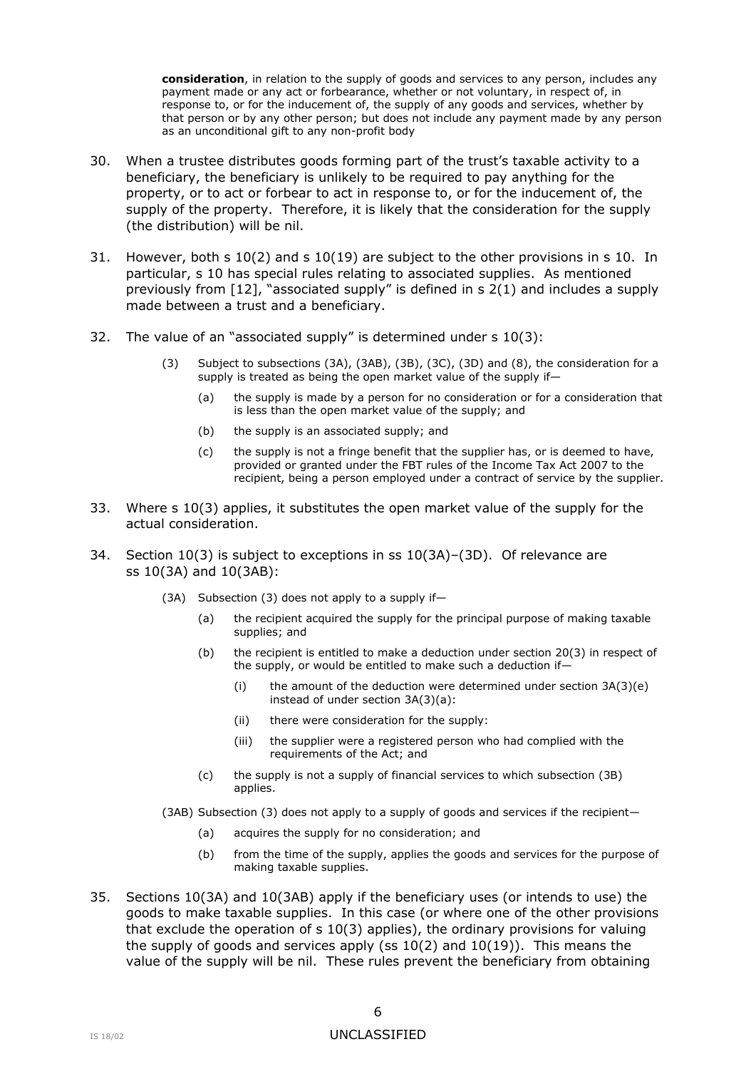> **consideration**, in relation to the supply of goods and services to any person, includes any payment made or any act or forbearance, whether or not voluntary, in respect of, in response to, or for the inducement of, the supply of any goods and services, whether by that person or by any other person; but does not include any payment made by any person as an unconditional gift to any non-profit body

30. When a trustee distributes goods forming part of the trust's taxable activity to a beneficiary, the beneficiary is unlikely to be required to pay anything for the property, or to act or forbear to act in response to, or for the inducement of, the supply of the property. Therefore, it is likely that the consideration for the supply (the distribution) will be nil.

31. However, both s 10(2) and s 10(19) are subject to the other provisions in s 10. In particular, s 10 has special rules relating to associated supplies. As mentioned previously from [12], "associated supply" is defined in s 2(1) and includes a supply made between a trust and a beneficiary.

32. The value of an "associated supply" is determined under s 10(3):

> (3) Subject to subsections (3A), (3AB), (3B), (3C), (3D) and (8), the consideration for a supply is treated as being the open market value of the supply if—
>
> (a) the supply is made by a person for no consideration or for a consideration that is less than the open market value of the supply; and
>
> (b) the supply is an associated supply; and
>
> (c) the supply is not a fringe benefit that the supplier has, or is deemed to have, provided or granted under the FBT rules of the Income Tax Act 2007 to the recipient, being a person employed under a contract of service by the supplier.

33. Where s 10(3) applies, it substitutes the open market value of the supply for the actual consideration.

34. Section 10(3) is subject to exceptions in ss 10(3A)–(3D). Of relevance are ss 10(3A) and 10(3AB):

> (3A) Subsection (3) does not apply to a supply if—
>
> (a) the recipient acquired the supply for the principal purpose of making taxable supplies; and
>
> (b) the recipient is entitled to make a deduction under section 20(3) in respect of the supply, or would be entitled to make such a deduction if—
>
> (i) the amount of the deduction were determined under section 3A(3)(e) instead of under section 3A(3)(a):
>
> (ii) there were consideration for the supply:
>
> (iii) the supplier were a registered person who had complied with the requirements of the Act; and
>
> (c) the supply is not a supply of financial services to which subsection (3B) applies.
>
> (3AB) Subsection (3) does not apply to a supply of goods and services if the recipient—
>
> (a) acquires the supply for no consideration; and
>
> (b) from the time of the supply, applies the goods and services for the purpose of making taxable supplies.

35. Sections 10(3A) and 10(3AB) apply if the beneficiary uses (or intends to use) the goods to make taxable supplies. In this case (or where one of the other provisions that exclude the operation of s 10(3) applies), the ordinary provisions for valuing the supply of goods and services apply (ss 10(2) and 10(19)). This means the value of the supply will be nil. These rules prevent the beneficiary from obtaining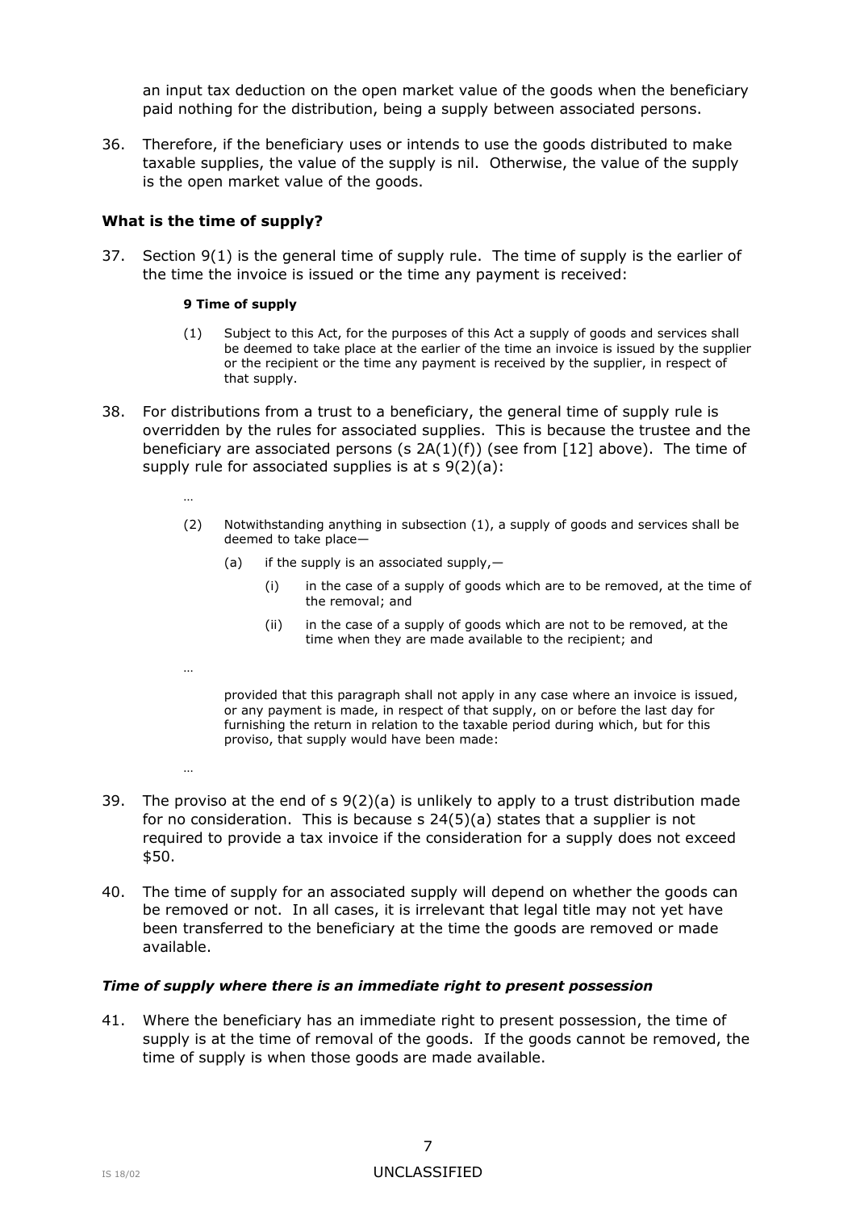an input tax deduction on the open market value of the goods when the beneficiary paid nothing for the distribution, being a supply between associated persons.

36. Therefore, if the beneficiary uses or intends to use the goods distributed to make taxable supplies, the value of the supply is nil. Otherwise, the value of the supply is the open market value of the goods.

### What is the time of supply?

37. Section 9(1) is the general time of supply rule. The time of supply is the earlier of the time the invoice is issued or the time any payment is received:

> **9 Time of supply**
>
> (1) Subject to this Act, for the purposes of this Act a supply of goods and services shall be deemed to take place at the earlier of the time an invoice is issued by the supplier or the recipient or the time any payment is received by the supplier, in respect of that supply.

38. For distributions from a trust to a beneficiary, the general time of supply rule is overridden by the rules for associated supplies. This is because the trustee and the beneficiary are associated persons (s 2A(1)(f)) (see from [12] above). The time of supply rule for associated supplies is at s 9(2)(a):

> …
>
> (2) Notwithstanding anything in subsection (1), a supply of goods and services shall be deemed to take place—
>
> (a) if the supply is an associated supply,—
>
> (i) in the case of a supply of goods which are to be removed, at the time of the removal; and
>
> (ii) in the case of a supply of goods which are not to be removed, at the time when they are made available to the recipient; and
>
> …
>
> provided that this paragraph shall not apply in any case where an invoice is issued, or any payment is made, in respect of that supply, on or before the last day for furnishing the return in relation to the taxable period during which, but for this proviso, that supply would have been made:
>
> …

39. The proviso at the end of s 9(2)(a) is unlikely to apply to a trust distribution made for no consideration. This is because s 24(5)(a) states that a supplier is not required to provide a tax invoice if the consideration for a supply does not exceed $50.

40. The time of supply for an associated supply will depend on whether the goods can be removed or not. In all cases, it is irrelevant that legal title may not yet have been transferred to the beneficiary at the time the goods are removed or made available.

#### *Time of supply where there is an immediate right to present possession*

41. Where the beneficiary has an immediate right to present possession, the time of supply is at the time of removal of the goods. If the goods cannot be removed, the time of supply is when those goods are made available.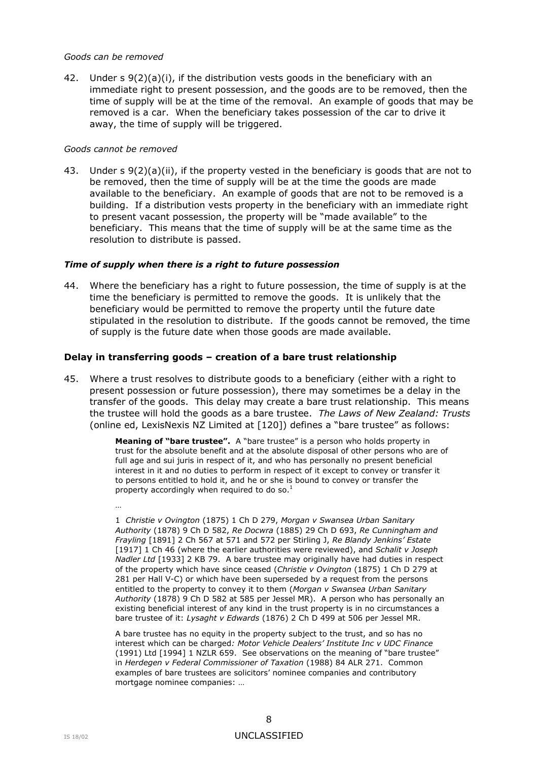*Goods can be removed*

42. Under s 9(2)(a)(i), if the distribution vests goods in the beneficiary with an immediate right to present possession, and the goods are to be removed, then the time of supply will be at the time of the removal. An example of goods that may be removed is a car. When the beneficiary takes possession of the car to drive it away, the time of supply will be triggered.

*Goods cannot be removed*

43. Under s 9(2)(a)(ii), if the property vested in the beneficiary is goods that are not to be removed, then the time of supply will be at the time the goods are made available to the beneficiary. An example of goods that are not to be removed is a building. If a distribution vests property in the beneficiary with an immediate right to present vacant possession, the property will be "made available" to the beneficiary. This means that the time of supply will be at the same time as the resolution to distribute is passed.

***Time of supply when there is a right to future possession***

44. Where the beneficiary has a right to future possession, the time of supply is at the time the beneficiary is permitted to remove the goods. It is unlikely that the beneficiary would be permitted to remove the property until the future date stipulated in the resolution to distribute. If the goods cannot be removed, the time of supply is the future date when those goods are made available.

**Delay in transferring goods – creation of a bare trust relationship**

45. Where a trust resolves to distribute goods to a beneficiary (either with a right to present possession or future possession), there may sometimes be a delay in the transfer of the goods. This delay may create a bare trust relationship. This means the trustee will hold the goods as a bare trustee. *The Laws of New Zealand: Trusts* (online ed, LexisNexis NZ Limited at [120]) defines a "bare trustee" as follows:

> **Meaning of "bare trustee".** A "bare trustee" is a person who holds property in trust for the absolute benefit and at the absolute disposal of other persons who are of full age and sui juris in respect of it, and who has personally no present beneficial interest in it and no duties to perform in respect of it except to convey or transfer it to persons entitled to hold it, and he or she is bound to convey or transfer the property accordingly when required to do so.[1]
>
> …
>
> 1 *Christie v Ovington* (1875) 1 Ch D 279, *Morgan v Swansea Urban Sanitary Authority* (1878) 9 Ch D 582, *Re Docwra* (1885) 29 Ch D 693, *Re Cunningham and Frayling* [1891] 2 Ch 567 at 571 and 572 per Stirling J, *Re Blandy Jenkins' Estate* [1917] 1 Ch 46 (where the earlier authorities were reviewed), and *Schalit v Joseph Nadler Ltd* [1933] 2 KB 79. A bare trustee may originally have had duties in respect of the property which have since ceased (*Christie v Ovington* (1875) 1 Ch D 279 at 281 per Hall V-C) or which have been superseded by a request from the persons entitled to the property to convey it to them (*Morgan v Swansea Urban Sanitary Authority* (1878) 9 Ch D 582 at 585 per Jessel MR). A person who has personally an existing beneficial interest of any kind in the trust property is in no circumstances a bare trustee of it: *Lysaght v Edwards* (1876) 2 Ch D 499 at 506 per Jessel MR.
>
> A bare trustee has no equity in the property subject to the trust, and so has no interest which can be charged*: Motor Vehicle Dealers' Institute Inc v UDC Finance* (1991) Ltd [1994] 1 NZLR 659. See observations on the meaning of "bare trustee" in *Herdegen v Federal Commissioner of Taxation* (1988) 84 ALR 271. Common examples of bare trustees are solicitors' nominee companies and contributory mortgage nominee companies: …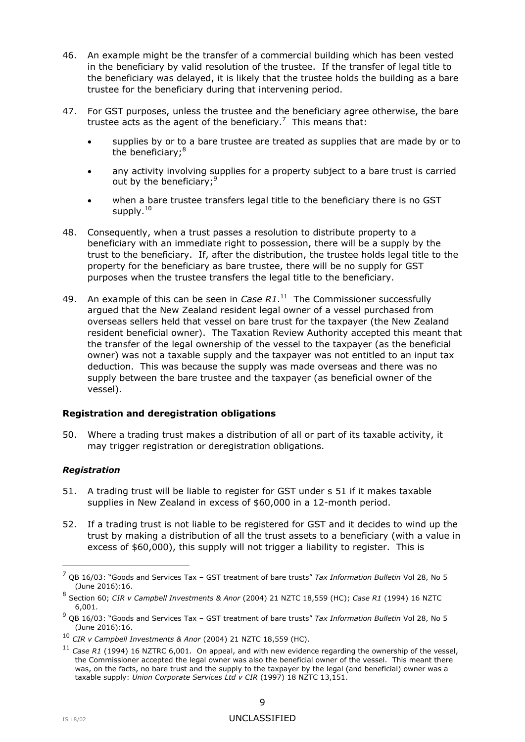46. An example might be the transfer of a commercial building which has been vested in the beneficiary by valid resolution of the trustee. If the transfer of legal title to the beneficiary was delayed, it is likely that the trustee holds the building as a bare trustee for the beneficiary during that intervening period.

47. For GST purposes, unless the trustee and the beneficiary agree otherwise, the bare trustee acts as the agent of the beneficiary.[7] This means that:

    - supplies by or to a bare trustee are treated as supplies that are made by or to the beneficiary;[8]
    - any activity involving supplies for a property subject to a bare trust is carried out by the beneficiary;[9]
    - when a bare trustee transfers legal title to the beneficiary there is no GST supply.[10]

48. Consequently, when a trust passes a resolution to distribute property to a beneficiary with an immediate right to possession, there will be a supply by the trust to the beneficiary. If, after the distribution, the trustee holds legal title to the property for the beneficiary as bare trustee, there will be no supply for GST purposes when the trustee transfers the legal title to the beneficiary.

49. An example of this can be seen in *Case R1*.[11] The Commissioner successfully argued that the New Zealand resident legal owner of a vessel purchased from overseas sellers held that vessel on bare trust for the taxpayer (the New Zealand resident beneficial owner). The Taxation Review Authority accepted this meant that the transfer of the legal ownership of the vessel to the taxpayer (as the beneficial owner) was not a taxable supply and the taxpayer was not entitled to an input tax deduction. This was because the supply was made overseas and there was no supply between the bare trustee and the taxpayer (as beneficial owner of the vessel).

### Registration and deregistration obligations

50. Where a trading trust makes a distribution of all or part of its taxable activity, it may trigger registration or deregistration obligations.

#### *Registration*

51. A trading trust will be liable to register for GST under s 51 if it makes taxable supplies in New Zealand in excess of $60,000 in a 12-month period.

52. If a trading trust is not liable to be registered for GST and it decides to wind up the trust by making a distribution of all the trust assets to a beneficiary (with a value in excess of $60,000), this supply will not trigger a liability to register. This is

---

[7] QB 16/03: "Goods and Services Tax – GST treatment of bare trusts" *Tax Information Bulletin* Vol 28, No 5 (June 2016):16.

[8] Section 60; *CIR v Campbell Investments & Anor* (2004) 21 NZTC 18,559 (HC); *Case R1* (1994) 16 NZTC 6,001.

[9] QB 16/03: "Goods and Services Tax – GST treatment of bare trusts" *Tax Information Bulletin* Vol 28, No 5 (June 2016):16.

[10] *CIR v Campbell Investments & Anor* (2004) 21 NZTC 18,559 (HC).

[11] *Case R1* (1994) 16 NZTRC 6,001. On appeal, and with new evidence regarding the ownership of the vessel, the Commissioner accepted the legal owner was also the beneficial owner of the vessel. This meant there was, on the facts, no bare trust and the supply to the taxpayer by the legal (and beneficial) owner was a taxable supply: *Union Corporate Services Ltd v CIR* (1997) 18 NZTC 13,151.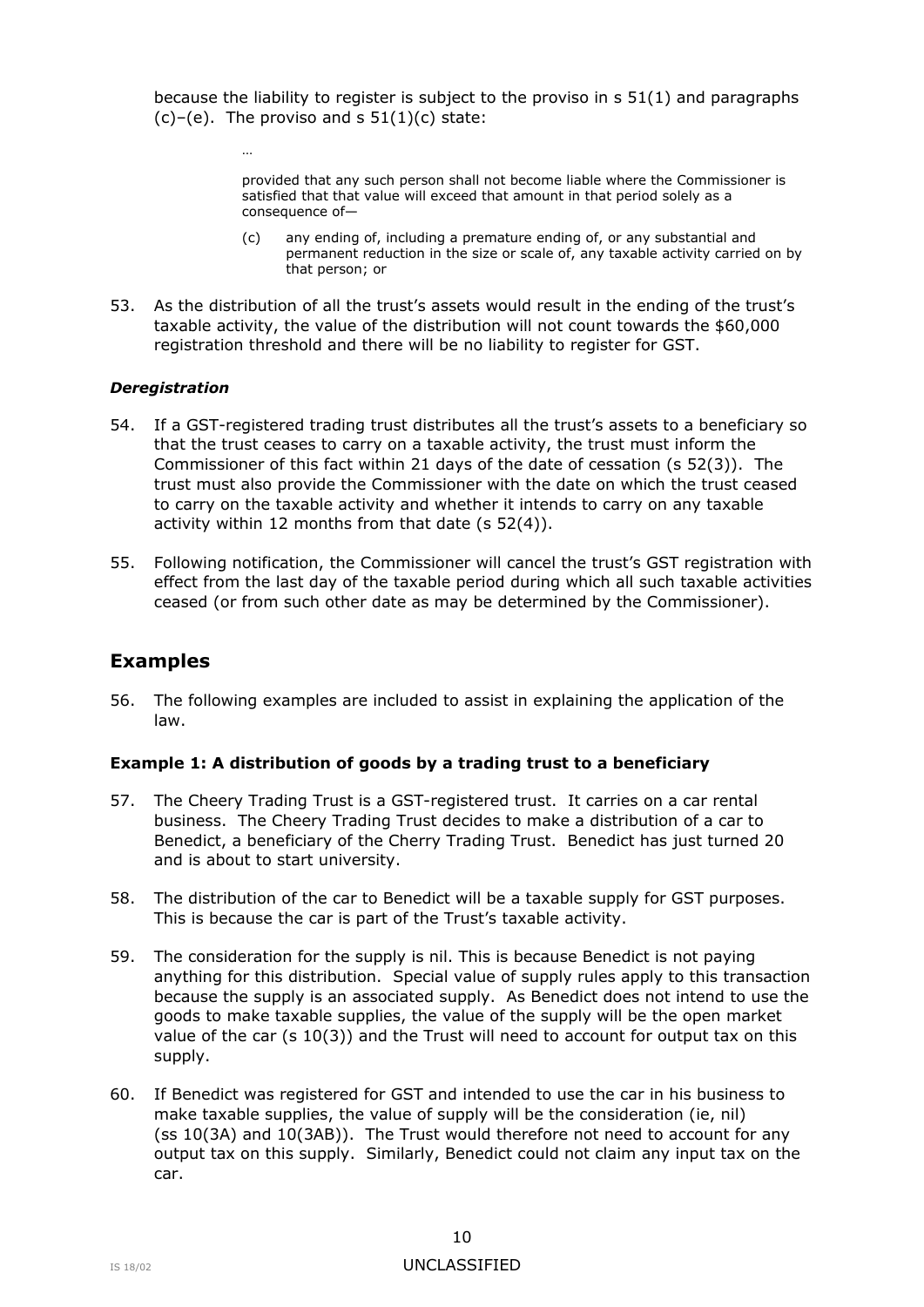because the liability to register is subject to the proviso in s 51(1) and paragraphs (c)–(e). The proviso and s 51(1)(c) state:

> …
>
> provided that any such person shall not become liable where the Commissioner is satisfied that that value will exceed that amount in that period solely as a consequence of—
>
> (c) any ending of, including a premature ending of, or any substantial and permanent reduction in the size or scale of, any taxable activity carried on by that person; or

53. As the distribution of all the trust's assets would result in the ending of the trust's taxable activity, the value of the distribution will not count towards the $60,000 registration threshold and there will be no liability to register for GST.

#### *Deregistration*

54. If a GST-registered trading trust distributes all the trust's assets to a beneficiary so that the trust ceases to carry on a taxable activity, the trust must inform the Commissioner of this fact within 21 days of the date of cessation (s 52(3)). The trust must also provide the Commissioner with the date on which the trust ceased to carry on the taxable activity and whether it intends to carry on any taxable activity within 12 months from that date (s 52(4)).

55. Following notification, the Commissioner will cancel the trust's GST registration with effect from the last day of the taxable period during which all such taxable activities ceased (or from such other date as may be determined by the Commissioner).

## Examples

56. The following examples are included to assist in explaining the application of the law.

#### **Example 1: A distribution of goods by a trading trust to a beneficiary**

57. The Cheery Trading Trust is a GST-registered trust. It carries on a car rental business. The Cheery Trading Trust decides to make a distribution of a car to Benedict, a beneficiary of the Cherry Trading Trust. Benedict has just turned 20 and is about to start university.

58. The distribution of the car to Benedict will be a taxable supply for GST purposes. This is because the car is part of the Trust's taxable activity.

59. The consideration for the supply is nil. This is because Benedict is not paying anything for this distribution. Special value of supply rules apply to this transaction because the supply is an associated supply. As Benedict does not intend to use the goods to make taxable supplies, the value of the supply will be the open market value of the car (s 10(3)) and the Trust will need to account for output tax on this supply.

60. If Benedict was registered for GST and intended to use the car in his business to make taxable supplies, the value of supply will be the consideration (ie, nil) (ss 10(3A) and 10(3AB)). The Trust would therefore not need to account for any output tax on this supply. Similarly, Benedict could not claim any input tax on the car.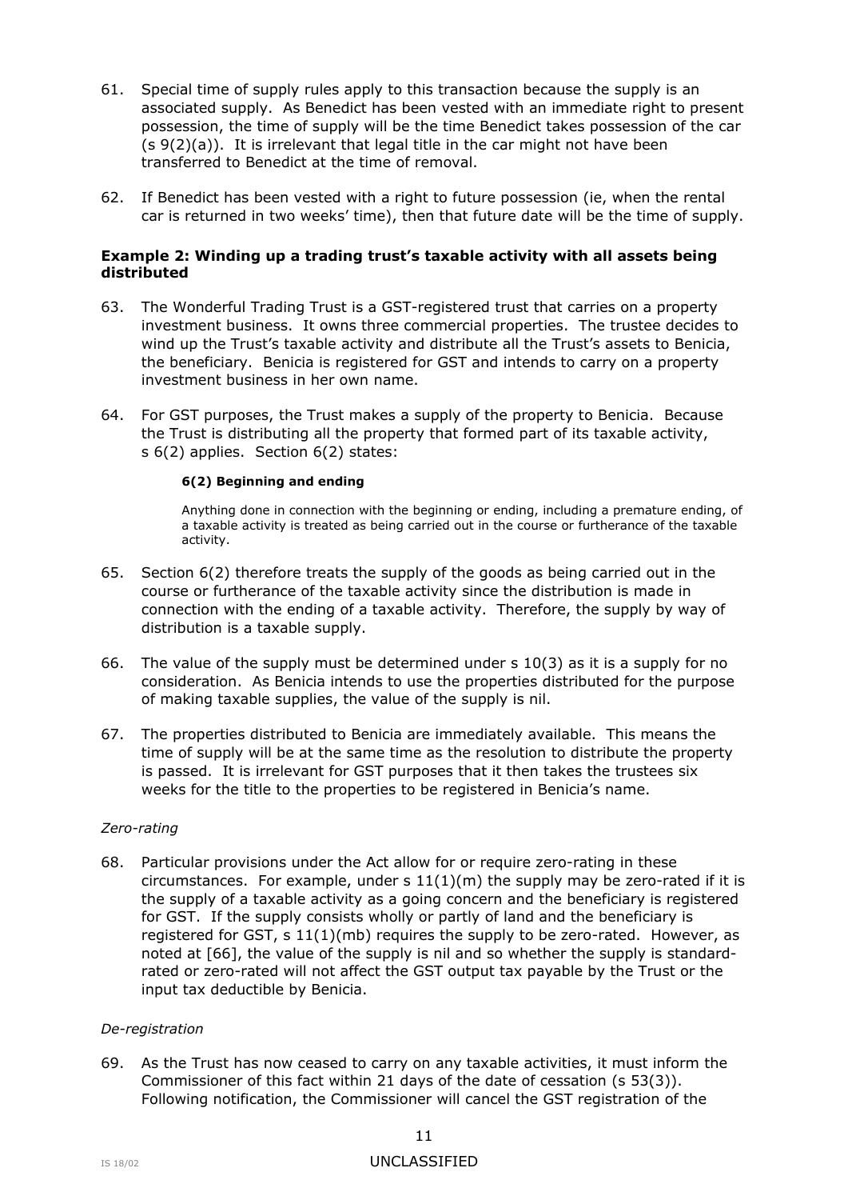61. Special time of supply rules apply to this transaction because the supply is an associated supply. As Benedict has been vested with an immediate right to present possession, the time of supply will be the time Benedict takes possession of the car (s 9(2)(a)). It is irrelevant that legal title in the car might not have been transferred to Benedict at the time of removal.

62. If Benedict has been vested with a right to future possession (ie, when the rental car is returned in two weeks' time), then that future date will be the time of supply.

### Example 2: Winding up a trading trust's taxable activity with all assets being distributed

63. The Wonderful Trading Trust is a GST-registered trust that carries on a property investment business. It owns three commercial properties. The trustee decides to wind up the Trust's taxable activity and distribute all the Trust's assets to Benicia, the beneficiary. Benicia is registered for GST and intends to carry on a property investment business in her own name.

64. For GST purposes, the Trust makes a supply of the property to Benicia. Because the Trust is distributing all the property that formed part of its taxable activity, s 6(2) applies. Section 6(2) states:

> **6(2) Beginning and ending**
>
> Anything done in connection with the beginning or ending, including a premature ending, of a taxable activity is treated as being carried out in the course or furtherance of the taxable activity.

65. Section 6(2) therefore treats the supply of the goods as being carried out in the course or furtherance of the taxable activity since the distribution is made in connection with the ending of a taxable activity. Therefore, the supply by way of distribution is a taxable supply.

66. The value of the supply must be determined under s 10(3) as it is a supply for no consideration. As Benicia intends to use the properties distributed for the purpose of making taxable supplies, the value of the supply is nil.

67. The properties distributed to Benicia are immediately available. This means the time of supply will be at the same time as the resolution to distribute the property is passed. It is irrelevant for GST purposes that it then takes the trustees six weeks for the title to the properties to be registered in Benicia's name.

*Zero-rating*

68. Particular provisions under the Act allow for or require zero-rating in these circumstances. For example, under s 11(1)(m) the supply may be zero-rated if it is the supply of a taxable activity as a going concern and the beneficiary is registered for GST. If the supply consists wholly or partly of land and the beneficiary is registered for GST, s 11(1)(mb) requires the supply to be zero-rated. However, as noted at [66], the value of the supply is nil and so whether the supply is standard-rated or zero-rated will not affect the GST output tax payable by the Trust or the input tax deductible by Benicia.

*De-registration*

69. As the Trust has now ceased to carry on any taxable activities, it must inform the Commissioner of this fact within 21 days of the date of cessation (s 53(3)). Following notification, the Commissioner will cancel the GST registration of the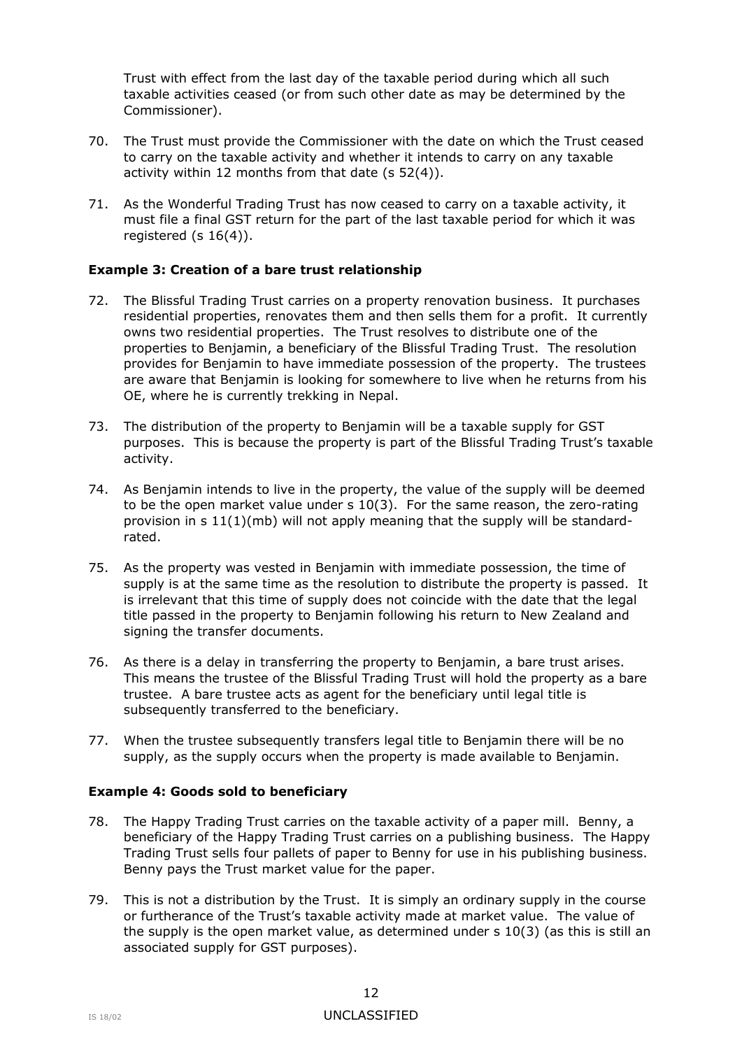Trust with effect from the last day of the taxable period during which all such taxable activities ceased (or from such other date as may be determined by the Commissioner).

70. The Trust must provide the Commissioner with the date on which the Trust ceased to carry on the taxable activity and whether it intends to carry on any taxable activity within 12 months from that date (s 52(4)).

71. As the Wonderful Trading Trust has now ceased to carry on a taxable activity, it must file a final GST return for the part of the last taxable period for which it was registered (s 16(4)).

**Example 3: Creation of a bare trust relationship**

72. The Blissful Trading Trust carries on a property renovation business. It purchases residential properties, renovates them and then sells them for a profit. It currently owns two residential properties. The Trust resolves to distribute one of the properties to Benjamin, a beneficiary of the Blissful Trading Trust. The resolution provides for Benjamin to have immediate possession of the property. The trustees are aware that Benjamin is looking for somewhere to live when he returns from his OE, where he is currently trekking in Nepal.

73. The distribution of the property to Benjamin will be a taxable supply for GST purposes. This is because the property is part of the Blissful Trading Trust's taxable activity.

74. As Benjamin intends to live in the property, the value of the supply will be deemed to be the open market value under s 10(3). For the same reason, the zero-rating provision in s 11(1)(mb) will not apply meaning that the supply will be standard-rated.

75. As the property was vested in Benjamin with immediate possession, the time of supply is at the same time as the resolution to distribute the property is passed. It is irrelevant that this time of supply does not coincide with the date that the legal title passed in the property to Benjamin following his return to New Zealand and signing the transfer documents.

76. As there is a delay in transferring the property to Benjamin, a bare trust arises. This means the trustee of the Blissful Trading Trust will hold the property as a bare trustee. A bare trustee acts as agent for the beneficiary until legal title is subsequently transferred to the beneficiary.

77. When the trustee subsequently transfers legal title to Benjamin there will be no supply, as the supply occurs when the property is made available to Benjamin.

**Example 4: Goods sold to beneficiary**

78. The Happy Trading Trust carries on the taxable activity of a paper mill. Benny, a beneficiary of the Happy Trading Trust carries on a publishing business. The Happy Trading Trust sells four pallets of paper to Benny for use in his publishing business. Benny pays the Trust market value for the paper.

79. This is not a distribution by the Trust. It is simply an ordinary supply in the course or furtherance of the Trust's taxable activity made at market value. The value of the supply is the open market value, as determined under s 10(3) (as this is still an associated supply for GST purposes).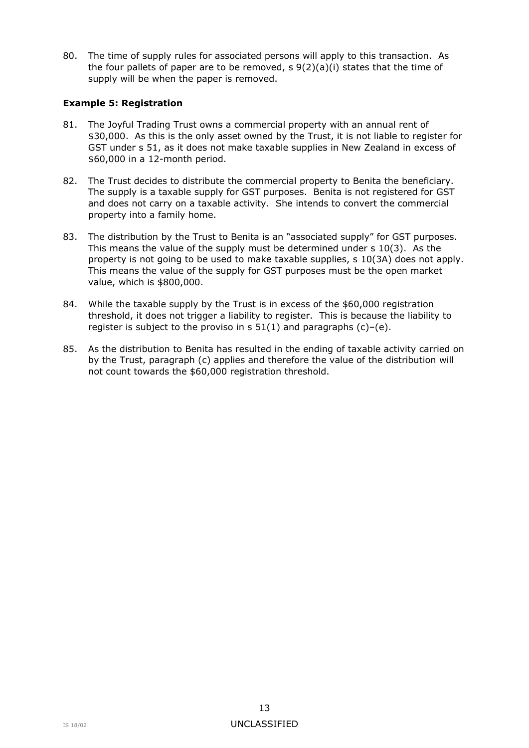80. The time of supply rules for associated persons will apply to this transaction. As the four pallets of paper are to be removed, s 9(2)(a)(i) states that the time of supply will be when the paper is removed.

**Example 5: Registration**

81. The Joyful Trading Trust owns a commercial property with an annual rent of $30,000. As this is the only asset owned by the Trust, it is not liable to register for GST under s 51, as it does not make taxable supplies in New Zealand in excess of $60,000 in a 12-month period.

82. The Trust decides to distribute the commercial property to Benita the beneficiary. The supply is a taxable supply for GST purposes. Benita is not registered for GST and does not carry on a taxable activity. She intends to convert the commercial property into a family home.

83. The distribution by the Trust to Benita is an "associated supply" for GST purposes. This means the value of the supply must be determined under s 10(3). As the property is not going to be used to make taxable supplies, s 10(3A) does not apply. This means the value of the supply for GST purposes must be the open market value, which is $800,000.

84. While the taxable supply by the Trust is in excess of the $60,000 registration threshold, it does not trigger a liability to register. This is because the liability to register is subject to the proviso in s 51(1) and paragraphs (c)–(e).

85. As the distribution to Benita has resulted in the ending of taxable activity carried on by the Trust, paragraph (c) applies and therefore the value of the distribution will not count towards the $60,000 registration threshold.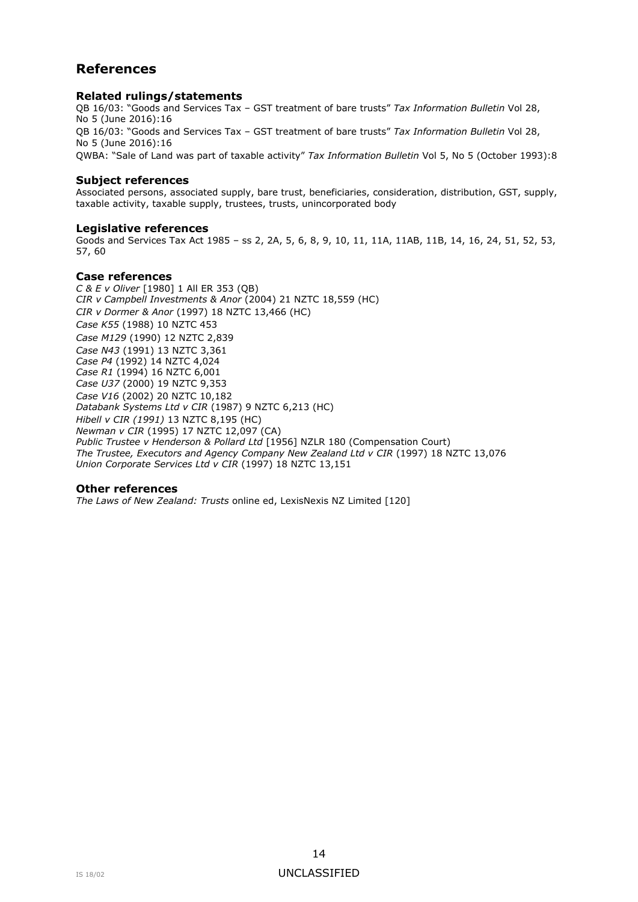## References

### Related rulings/statements

QB 16/03: "Goods and Services Tax – GST treatment of bare trusts" *Tax Information Bulletin* Vol 28, No 5 (June 2016):16

QB 16/03: "Goods and Services Tax – GST treatment of bare trusts" *Tax Information Bulletin* Vol 28, No 5 (June 2016):16

QWBA: "Sale of Land was part of taxable activity" *Tax Information Bulletin* Vol 5, No 5 (October 1993):8

### Subject references

Associated persons, associated supply, bare trust, beneficiaries, consideration, distribution, GST, supply, taxable activity, taxable supply, trustees, trusts, unincorporated body

### Legislative references

Goods and Services Tax Act 1985 – ss 2, 2A, 5, 6, 8, 9, 10, 11, 11A, 11AB, 11B, 14, 16, 24, 51, 52, 53, 57, 60

### Case references

*C & E v Oliver* [1980] 1 All ER 353 (QB)
*CIR v Campbell Investments & Anor* (2004) 21 NZTC 18,559 (HC)
*CIR v Dormer & Anor* (1997) 18 NZTC 13,466 (HC)
*Case K55* (1988) 10 NZTC 453
*Case M129* (1990) 12 NZTC 2,839
*Case N43* (1991) 13 NZTC 3,361
*Case P4* (1992) 14 NZTC 4,024
*Case R1* (1994) 16 NZTC 6,001
*Case U37* (2000) 19 NZTC 9,353
*Case V16* (2002) 20 NZTC 10,182
*Databank Systems Ltd v CIR* (1987) 9 NZTC 6,213 (HC)
*Hibell v CIR (1991)* 13 NZTC 8,195 (HC)
*Newman v CIR* (1995) 17 NZTC 12,097 (CA)
*Public Trustee v Henderson & Pollard Ltd* [1956] NZLR 180 (Compensation Court)
*The Trustee, Executors and Agency Company New Zealand Ltd v CIR* (1997) 18 NZTC 13,076
*Union Corporate Services Ltd v CIR* (1997) 18 NZTC 13,151

### Other references

*The Laws of New Zealand: Trusts* online ed, LexisNexis NZ Limited [120]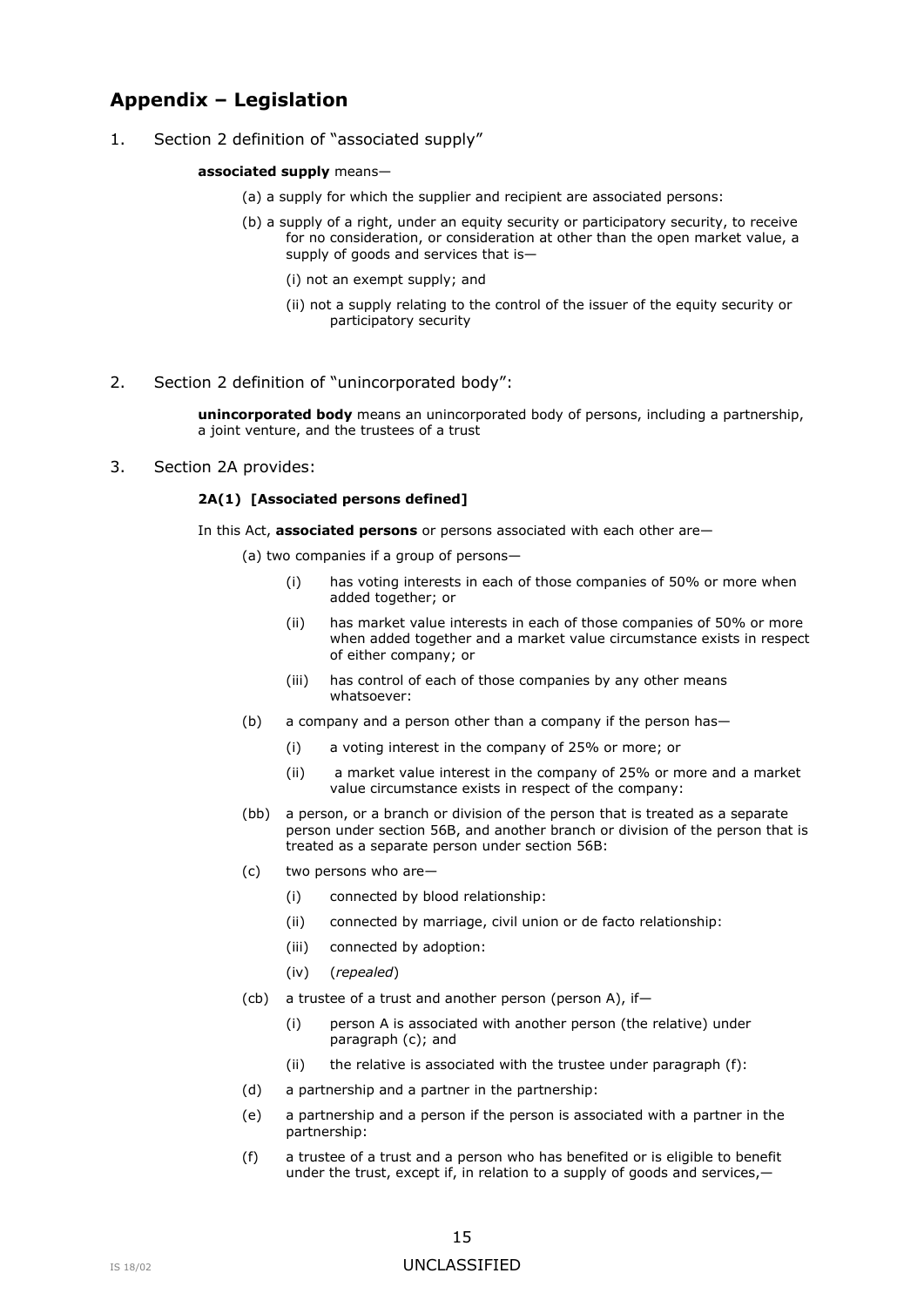## Appendix – Legislation

1. Section 2 definition of "associated supply"

   **associated supply** means—

   (a) a supply for which the supplier and recipient are associated persons:

   (b) a supply of a right, under an equity security or participatory security, to receive for no consideration, or consideration at other than the open market value, a supply of goods and services that is—

   (i) not an exempt supply; and

   (ii) not a supply relating to the control of the issuer of the equity security or participatory security

2. Section 2 definition of "unincorporated body":

   **unincorporated body** means an unincorporated body of persons, including a partnership, a joint venture, and the trustees of a trust

3. Section 2A provides:

   **2A(1) [Associated persons defined]**

   In this Act, **associated persons** or persons associated with each other are—

   (a) two companies if a group of persons—

   (i) has voting interests in each of those companies of 50% or more when added together; or

   (ii) has market value interests in each of those companies of 50% or more when added together and a market value circumstance exists in respect of either company; or

   (iii) has control of each of those companies by any other means whatsoever:

   (b) a company and a person other than a company if the person has—

   (i) a voting interest in the company of 25% or more; or

   (ii) a market value interest in the company of 25% or more and a market value circumstance exists in respect of the company:

   (bb) a person, or a branch or division of the person that is treated as a separate person under section 56B, and another branch or division of the person that is treated as a separate person under section 56B:

   (c) two persons who are—

   (i) connected by blood relationship:

   (ii) connected by marriage, civil union or de facto relationship:

   (iii) connected by adoption:

   (iv) (*repealed*)

   (cb) a trustee of a trust and another person (person A), if—

   (i) person A is associated with another person (the relative) under paragraph (c); and

   (ii) the relative is associated with the trustee under paragraph (f):

   (d) a partnership and a partner in the partnership:

   (e) a partnership and a person if the person is associated with a partner in the partnership:

   (f) a trustee of a trust and a person who has benefited or is eligible to benefit under the trust, except if, in relation to a supply of goods and services,—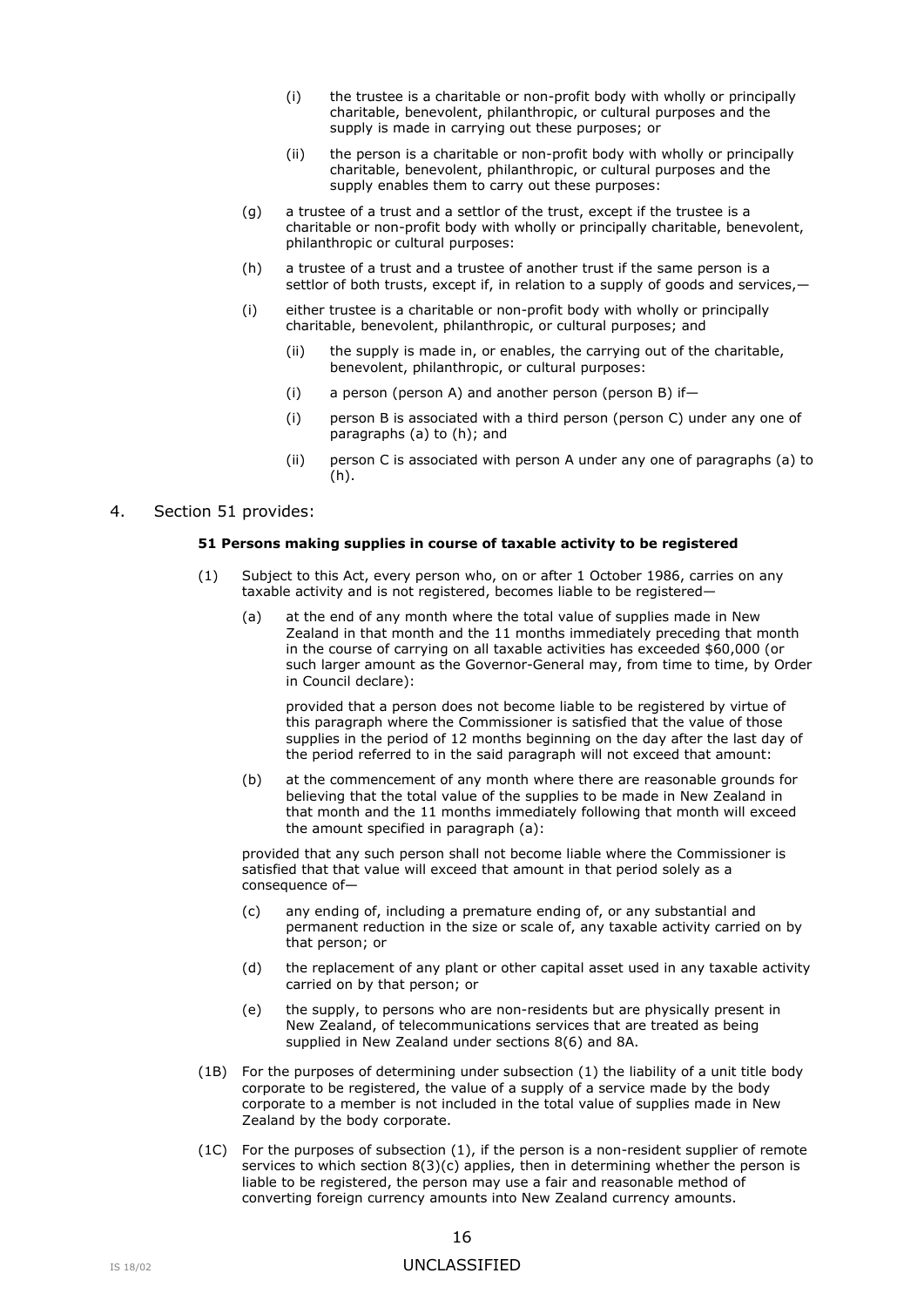(i) the trustee is a charitable or non-profit body with wholly or principally charitable, benevolent, philanthropic, or cultural purposes and the supply is made in carrying out these purposes; or

(ii) the person is a charitable or non-profit body with wholly or principally charitable, benevolent, philanthropic, or cultural purposes and the supply enables them to carry out these purposes:

(g) a trustee of a trust and a settlor of the trust, except if the trustee is a charitable or non-profit body with wholly or principally charitable, benevolent, philanthropic or cultural purposes:

(h) a trustee of a trust and a trustee of another trust if the same person is a settlor of both trusts, except if, in relation to a supply of goods and services,—

(i) either trustee is a charitable or non-profit body with wholly or principally charitable, benevolent, philanthropic, or cultural purposes; and

(ii) the supply is made in, or enables, the carrying out of the charitable, benevolent, philanthropic, or cultural purposes:

(i) a person (person A) and another person (person B) if—

(i) person B is associated with a third person (person C) under any one of paragraphs (a) to (h); and

(ii) person C is associated with person A under any one of paragraphs (a) to (h).

4. Section 51 provides:

**51 Persons making supplies in course of taxable activity to be registered**

(1) Subject to this Act, every person who, on or after 1 October 1986, carries on any taxable activity and is not registered, becomes liable to be registered—

(a) at the end of any month where the total value of supplies made in New Zealand in that month and the 11 months immediately preceding that month in the course of carrying on all taxable activities has exceeded $60,000 (or such larger amount as the Governor-General may, from time to time, by Order in Council declare):

provided that a person does not become liable to be registered by virtue of this paragraph where the Commissioner is satisfied that the value of those supplies in the period of 12 months beginning on the day after the last day of the period referred to in the said paragraph will not exceed that amount:

(b) at the commencement of any month where there are reasonable grounds for believing that the total value of the supplies to be made in New Zealand in that month and the 11 months immediately following that month will exceed the amount specified in paragraph (a):

provided that any such person shall not become liable where the Commissioner is satisfied that that value will exceed that amount in that period solely as a consequence of—

(c) any ending of, including a premature ending of, or any substantial and permanent reduction in the size or scale of, any taxable activity carried on by that person; or

(d) the replacement of any plant or other capital asset used in any taxable activity carried on by that person; or

(e) the supply, to persons who are non-residents but are physically present in New Zealand, of telecommunications services that are treated as being supplied in New Zealand under sections 8(6) and 8A.

(1B) For the purposes of determining under subsection (1) the liability of a unit title body corporate to be registered, the value of a supply of a service made by the body corporate to a member is not included in the total value of supplies made in New Zealand by the body corporate.

(1C) For the purposes of subsection (1), if the person is a non-resident supplier of remote services to which section 8(3)(c) applies, then in determining whether the person is liable to be registered, the person may use a fair and reasonable method of converting foreign currency amounts into New Zealand currency amounts.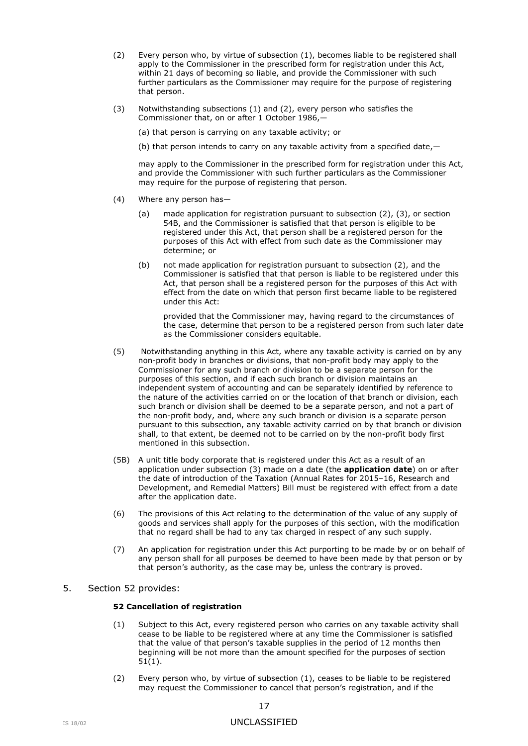(2) Every person who, by virtue of subsection (1), becomes liable to be registered shall apply to the Commissioner in the prescribed form for registration under this Act, within 21 days of becoming so liable, and provide the Commissioner with such further particulars as the Commissioner may require for the purpose of registering that person.

(3) Notwithstanding subsections (1) and (2), every person who satisfies the Commissioner that, on or after 1 October 1986,—

(a) that person is carrying on any taxable activity; or

(b) that person intends to carry on any taxable activity from a specified date,—

may apply to the Commissioner in the prescribed form for registration under this Act, and provide the Commissioner with such further particulars as the Commissioner may require for the purpose of registering that person.

(4) Where any person has—

(a) made application for registration pursuant to subsection (2), (3), or section 54B, and the Commissioner is satisfied that that person is eligible to be registered under this Act, that person shall be a registered person for the purposes of this Act with effect from such date as the Commissioner may determine; or

(b) not made application for registration pursuant to subsection (2), and the Commissioner is satisfied that that person is liable to be registered under this Act, that person shall be a registered person for the purposes of this Act with effect from the date on which that person first became liable to be registered under this Act:

provided that the Commissioner may, having regard to the circumstances of the case, determine that person to be a registered person from such later date as the Commissioner considers equitable.

(5) Notwithstanding anything in this Act, where any taxable activity is carried on by any non-profit body in branches or divisions, that non-profit body may apply to the Commissioner for any such branch or division to be a separate person for the purposes of this section, and if each such branch or division maintains an independent system of accounting and can be separately identified by reference to the nature of the activities carried on or the location of that branch or division, each such branch or division shall be deemed to be a separate person, and not a part of the non-profit body, and, where any such branch or division is a separate person pursuant to this subsection, any taxable activity carried on by that branch or division shall, to that extent, be deemed not to be carried on by the non-profit body first mentioned in this subsection.

(5B) A unit title body corporate that is registered under this Act as a result of an application under subsection (3) made on a date (the **application date**) on or after the date of introduction of the Taxation (Annual Rates for 2015–16, Research and Development, and Remedial Matters) Bill must be registered with effect from a date after the application date.

(6) The provisions of this Act relating to the determination of the value of any supply of goods and services shall apply for the purposes of this section, with the modification that no regard shall be had to any tax charged in respect of any such supply.

(7) An application for registration under this Act purporting to be made by or on behalf of any person shall for all purposes be deemed to have been made by that person or by that person's authority, as the case may be, unless the contrary is proved.

5. Section 52 provides:

**52 Cancellation of registration**

(1) Subject to this Act, every registered person who carries on any taxable activity shall cease to be liable to be registered where at any time the Commissioner is satisfied that the value of that person's taxable supplies in the period of 12 months then beginning will be not more than the amount specified for the purposes of section 51(1).

(2) Every person who, by virtue of subsection (1), ceases to be liable to be registered may request the Commissioner to cancel that person's registration, and if the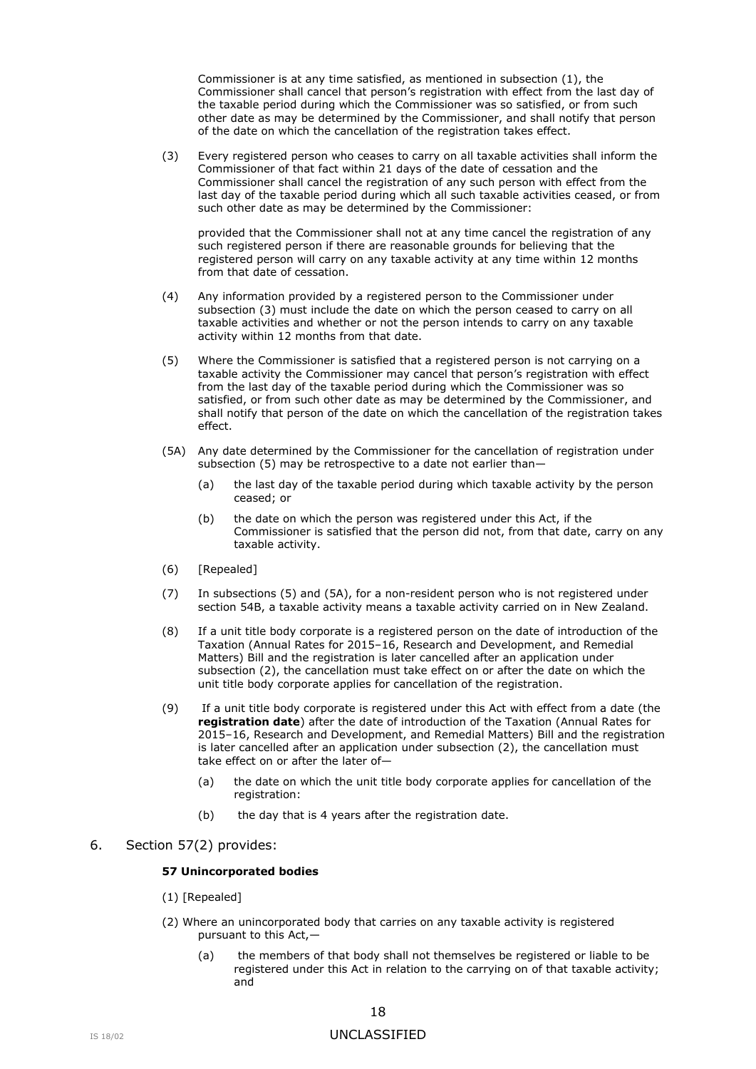Commissioner is at any time satisfied, as mentioned in subsection (1), the Commissioner shall cancel that person's registration with effect from the last day of the taxable period during which the Commissioner was so satisfied, or from such other date as may be determined by the Commissioner, and shall notify that person of the date on which the cancellation of the registration takes effect.

(3) Every registered person who ceases to carry on all taxable activities shall inform the Commissioner of that fact within 21 days of the date of cessation and the Commissioner shall cancel the registration of any such person with effect from the last day of the taxable period during which all such taxable activities ceased, or from such other date as may be determined by the Commissioner:

provided that the Commissioner shall not at any time cancel the registration of any such registered person if there are reasonable grounds for believing that the registered person will carry on any taxable activity at any time within 12 months from that date of cessation.

(4) Any information provided by a registered person to the Commissioner under subsection (3) must include the date on which the person ceased to carry on all taxable activities and whether or not the person intends to carry on any taxable activity within 12 months from that date.

(5) Where the Commissioner is satisfied that a registered person is not carrying on a taxable activity the Commissioner may cancel that person's registration with effect from the last day of the taxable period during which the Commissioner was so satisfied, or from such other date as may be determined by the Commissioner, and shall notify that person of the date on which the cancellation of the registration takes effect.

(5A) Any date determined by the Commissioner for the cancellation of registration under subsection (5) may be retrospective to a date not earlier than—

- (a) the last day of the taxable period during which taxable activity by the person ceased; or
- (b) the date on which the person was registered under this Act, if the Commissioner is satisfied that the person did not, from that date, carry on any taxable activity.

(6) [Repealed]

(7) In subsections (5) and (5A), for a non-resident person who is not registered under section 54B, a taxable activity means a taxable activity carried on in New Zealand.

(8) If a unit title body corporate is a registered person on the date of introduction of the Taxation (Annual Rates for 2015–16, Research and Development, and Remedial Matters) Bill and the registration is later cancelled after an application under subsection (2), the cancellation must take effect on or after the date on which the unit title body corporate applies for cancellation of the registration.

(9) If a unit title body corporate is registered under this Act with effect from a date (the **registration date**) after the date of introduction of the Taxation (Annual Rates for 2015–16, Research and Development, and Remedial Matters) Bill and the registration is later cancelled after an application under subsection (2), the cancellation must take effect on or after the later of—

- (a) the date on which the unit title body corporate applies for cancellation of the registration:
- (b) the day that is 4 years after the registration date.

6. Section 57(2) provides:

**57 Unincorporated bodies**

(1) [Repealed]

(2) Where an unincorporated body that carries on any taxable activity is registered pursuant to this Act,—

- (a) the members of that body shall not themselves be registered or liable to be registered under this Act in relation to the carrying on of that taxable activity; and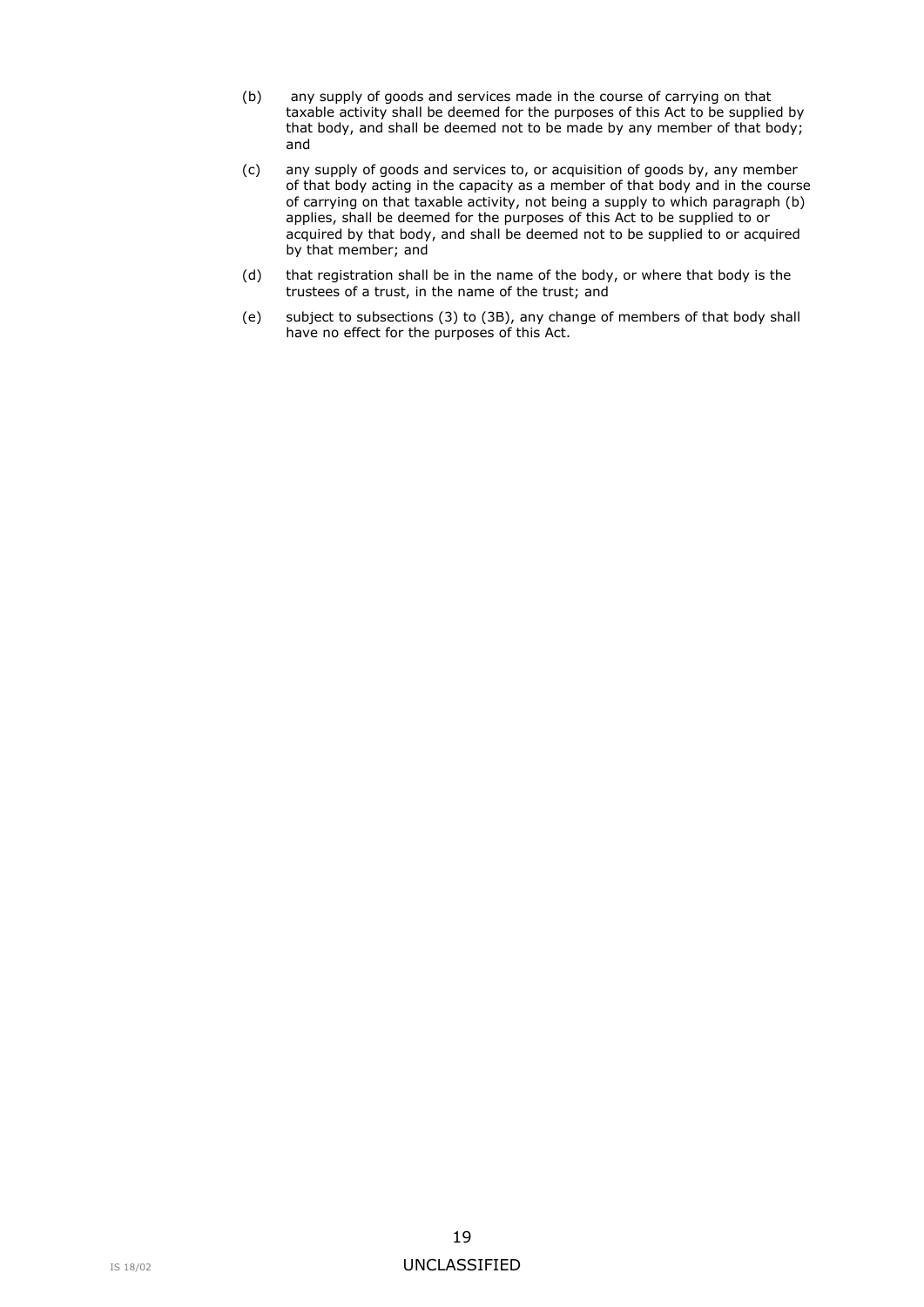(b) any supply of goods and services made in the course of carrying on that taxable activity shall be deemed for the purposes of this Act to be supplied by that body, and shall be deemed not to be made by any member of that body; and

(c) any supply of goods and services to, or acquisition of goods by, any member of that body acting in the capacity as a member of that body and in the course of carrying on that taxable activity, not being a supply to which paragraph (b) applies, shall be deemed for the purposes of this Act to be supplied to or acquired by that body, and shall be deemed not to be supplied to or acquired by that member; and

(d) that registration shall be in the name of the body, or where that body is the trustees of a trust, in the name of the trust; and

(e) subject to subsections (3) to (3B), any change of members of that body shall have no effect for the purposes of this Act.